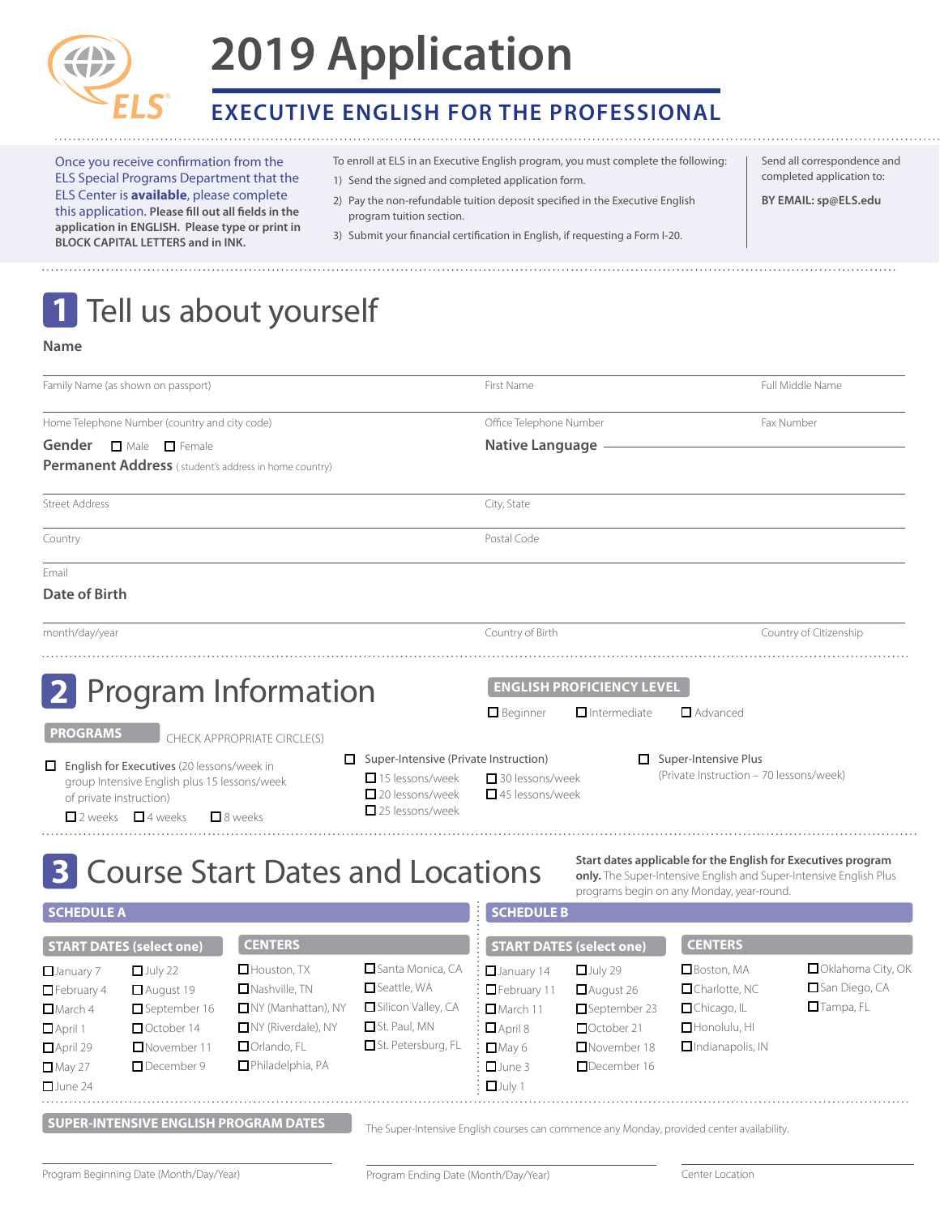# 2019 Application

## EXECUTIVE ENGLISH FOR THE PROFESSIONAL

Once you receive confirmation from the ELS Special Programs Department that the ELS Center is **available**, please complete this application. **Please fill out all fields in the application in ENGLISH. Please type or print in BLOCK CAPITAL LETTERS and in INK.**

To enroll at ELS in an Executive English program, you must complete the following:

1) Send the signed and completed application form.
2) Pay the non-refundable tuition deposit specified in the Executive English program tuition section.
3) Submit your financial certification in English, if requesting a Form I-20.

Send all correspondence and completed application to:

**BY EMAIL: sp@ELS.edu**

## 1 Tell us about yourself

**Name**

Family Name (as shown on passport) \_\_\_\_\_\_\_\_ First Name \_\_\_\_\_\_\_\_ Full Middle Name \_\_\_\_\_\_\_\_

Home Telephone Number (country and city code) \_\_\_\_\_\_\_\_ Office Telephone Number \_\_\_\_\_\_\_\_ Fax Number \_\_\_\_\_\_\_\_

**Gender** ☐ Male ☐ Female

**Native Language** \_\_\_\_\_\_\_\_

**Permanent Address** (student's address in home country)

Street Address \_\_\_\_\_\_\_\_ City, State \_\_\_\_\_\_\_\_

Country \_\_\_\_\_\_\_\_ Postal Code \_\_\_\_\_\_\_\_

Email \_\_\_\_\_\_\_\_

**Date of Birth**

month/day/year \_\_\_\_\_\_\_\_ Country of Birth \_\_\_\_\_\_\_\_ Country of Citizenship \_\_\_\_\_\_\_\_

## 2 Program Information

**ENGLISH PROFICIENCY LEVEL**

☐ Beginner ☐ Intermediate ☐ Advanced

**PROGRAMS** CHECK APPROPRIATE CIRCLE(S)

☐ English for Executives (20 lessons/week in group Intensive English plus 15 lessons/week of private instruction)
- ☐ 2 weeks ☐ 4 weeks ☐ 8 weeks

☐ Super-Intensive (Private Instruction)
- ☐ 15 lessons/week
- ☐ 20 lessons/week
- ☐ 25 lessons/week
- ☐ 30 lessons/week
- ☐ 45 lessons/week

☐ Super-Intensive Plus (Private Instruction – 70 lessons/week)

## 3 Course Start Dates and Locations

**Start dates applicable for the English for Executives program only.** The Super-Intensive English and Super-Intensive English Plus programs begin on any Monday, year-round.

### SCHEDULE A

**START DATES (select one)**

☐ January 7 ☐ February 4 ☐ March 4 ☐ April 1 ☐ April 29 ☐ May 27 ☐ June 24 ☐ July 22 ☐ August 19 ☐ September 16 ☐ October 14 ☐ November 11 ☐ December 9

**CENTERS**

☐ Houston, TX ☐ Nashville, TN ☐ NY (Manhattan), NY ☐ NY (Riverdale), NY ☐ Orlando, FL ☐ Philadelphia, PA ☐ Santa Monica, CA ☐ Seattle, WA ☐ Silicon Valley, CA ☐ St. Paul, MN ☐ St. Petersburg, FL

### SCHEDULE B

**START DATES (select one)**

☐ January 14 ☐ February 11 ☐ March 11 ☐ April 8 ☐ May 6 ☐ June 3 ☐ July 1 ☐ July 29 ☐ August 26 ☐ September 23 ☐ October 21 ☐ November 18 ☐ December 16

**CENTERS**

☐ Boston, MA ☐ Charlotte, NC ☐ Chicago, IL ☐ Honolulu, HI ☐ Indianapolis, IN ☐ Oklahoma City, OK ☐ San Diego, CA ☐ Tampa, FL

**SUPER-INTENSIVE ENGLISH PROGRAM DATES**

The Super-Intensive English courses can commence any Monday, provided center availability.

Program Beginning Date (Month/Day/Year) \_\_\_\_\_\_\_\_ Program Ending Date (Month/Day/Year) \_\_\_\_\_\_\_\_ Center Location \_\_\_\_\_\_\_\_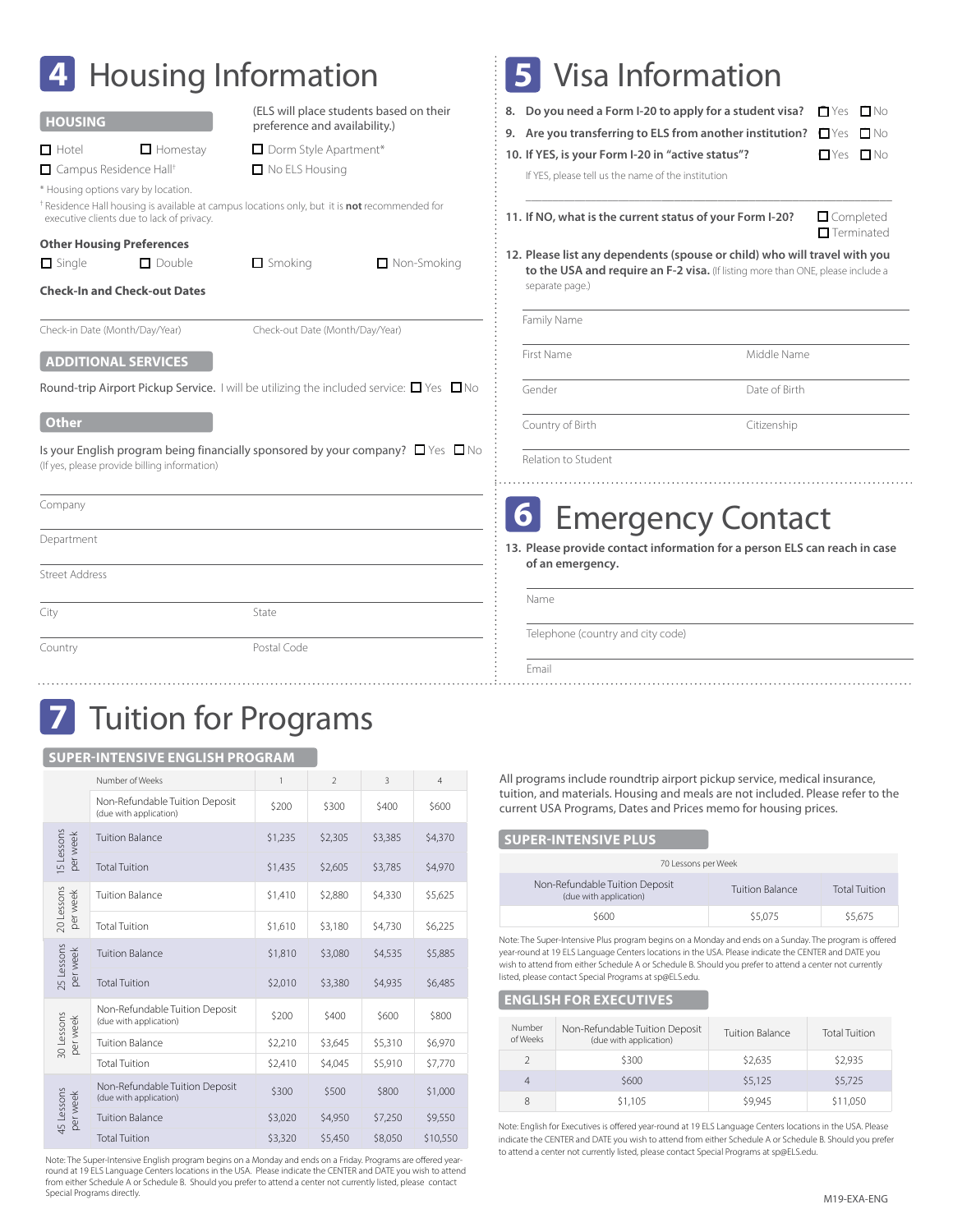# 4 Housing Information

**HOUSING**

(ELS will place students based on their preference and availability.)

☐ Hotel ☐ Homestay ☐ Dorm Style Apartment*
☐ Campus Residence Hall† ☐ No ELS Housing

\* Housing options vary by location.

† Residence Hall housing is available at campus locations only, but it is **not** recommended for executive clients due to lack of privacy.

**Other Housing Preferences**

☐ Single ☐ Double ☐ Smoking ☐ Non-Smoking

**Check-In and Check-out Dates**

Check-in Date (Month/Day/Year) Check-out Date (Month/Day/Year)

**ADDITIONAL SERVICES**

Round-trip Airport Pickup Service. I will be utilizing the included service: ☐ Yes ☐ No

**Other**

Is your English program being financially sponsored by your company? ☐ Yes ☐ No
(If yes, please provide billing information)

Company

Department

Street Address

City State

Country Postal Code

# 5 Visa Information

8. **Do you need a Form I-20 to apply for a student visa?** ☐ Yes ☐ No
9. **Are you transferring to ELS from another institution?** ☐ Yes ☐ No
10. **If YES, is your Form I-20 in "active status"?** ☐ Yes ☐ No
    If YES, please tell us the name of the institution
11. **If NO, what is the current status of your Form I-20?** ☐ Completed ☐ Terminated
12. **Please list any dependents (spouse or child) who will travel with you to the USA and require an F-2 visa.** (If listing more than ONE, please include a separate page.)

Family Name

First Name Middle Name

Gender Date of Birth

Country of Birth Citizenship

Relation to Student

# 6 Emergency Contact

13. **Please provide contact information for a person ELS can reach in case of an emergency.**

Name

Telephone (country and city code)

Email

# 7 Tuition for Programs

## SUPER-INTENSIVE ENGLISH PROGRAM

| | Number of Weeks | 1 | 2 | 3 | 4 |
|---|---|---|---|---|---|
| | Non-Refundable Tuition Deposit (due with application) | $200 | $300 | $400 | $600 |
| 15 Lessons per week | Tuition Balance | $1,235 | $2,305 | $3,385 | $4,370 |
| | Total Tuition | $1,435 | $2,605 | $3,785 | $4,970 |
| 20 Lessons per week | Tuition Balance | $1,410 | $2,880 | $4,330 | $5,625 |
| | Total Tuition | $1,610 | $3,180 | $4,730 | $6,225 |
| 25 Lessons per week | Tuition Balance | $1,810 | $3,080 | $4,535 | $5,885 |
| | Total Tuition | $2,010 | $3,380 | $4,935 | $6,485 |
| 30 Lessons per week | Non-Refundable Tuition Deposit (due with application) | $200 | $400 | $600 | $800 |
| | Tuition Balance | $2,210 | $3,645 | $5,310 | $6,970 |
| | Total Tuition | $2,410 | $4,045 | $5,910 | $7,770 |
| 45 Lessons per week | Non-Refundable Tuition Deposit (due with application) | $300 | $500 | $800 | $1,000 |
| | Tuition Balance | $3,020 | $4,950 | $7,250 | $9,550 |
| | Total Tuition | $3,320 | $5,450 | $8,050 | $10,550 |

Note: The Super-Intensive English program begins on a Monday and ends on a Friday. Programs are offered year-round at 19 ELS Language Centers locations in the USA. Please indicate the CENTER and DATE you wish to attend from either Schedule A or Schedule B. Should you prefer to attend a center not currently listed, please contact Special Programs directly.

All programs include roundtrip airport pickup service, medical insurance, tuition, and materials. Housing and meals are not included. Please refer to the current USA Programs, Dates and Prices memo for housing prices.

## SUPER-INTENSIVE PLUS

| 70 Lessons per Week | | |
|---|---|---|
| Non-Refundable Tuition Deposit (due with application) | Tuition Balance | Total Tuition |
| $600 | $5,075 | $5,675 |

Note: The Super-Intensive Plus program begins on a Monday and ends on a Sunday. The program is offered year-round at 19 ELS Language Centers locations in the USA. Please indicate the CENTER and DATE you wish to attend from either Schedule A or Schedule B. Should you prefer to attend a center not currently listed, please contact Special Programs at sp@ELS.edu.

## ENGLISH FOR EXECUTIVES

| Number of Weeks | Non-Refundable Tuition Deposit (due with application) | Tuition Balance | Total Tuition |
|---|---|---|---|
| 2 | $300 | $2,635 | $2,935 |
| 4 | $600 | $5,125 | $5,725 |
| 8 | $1,105 | $9,945 | $11,050 |

Note: English for Executives is offered year-round at 19 ELS Language Centers locations in the USA. Please indicate the CENTER and DATE you wish to attend from either Schedule A or Schedule B. Should you prefer to attend a center not currently listed, please contact Special Programs at sp@ELS.edu.

M19-EXA-ENG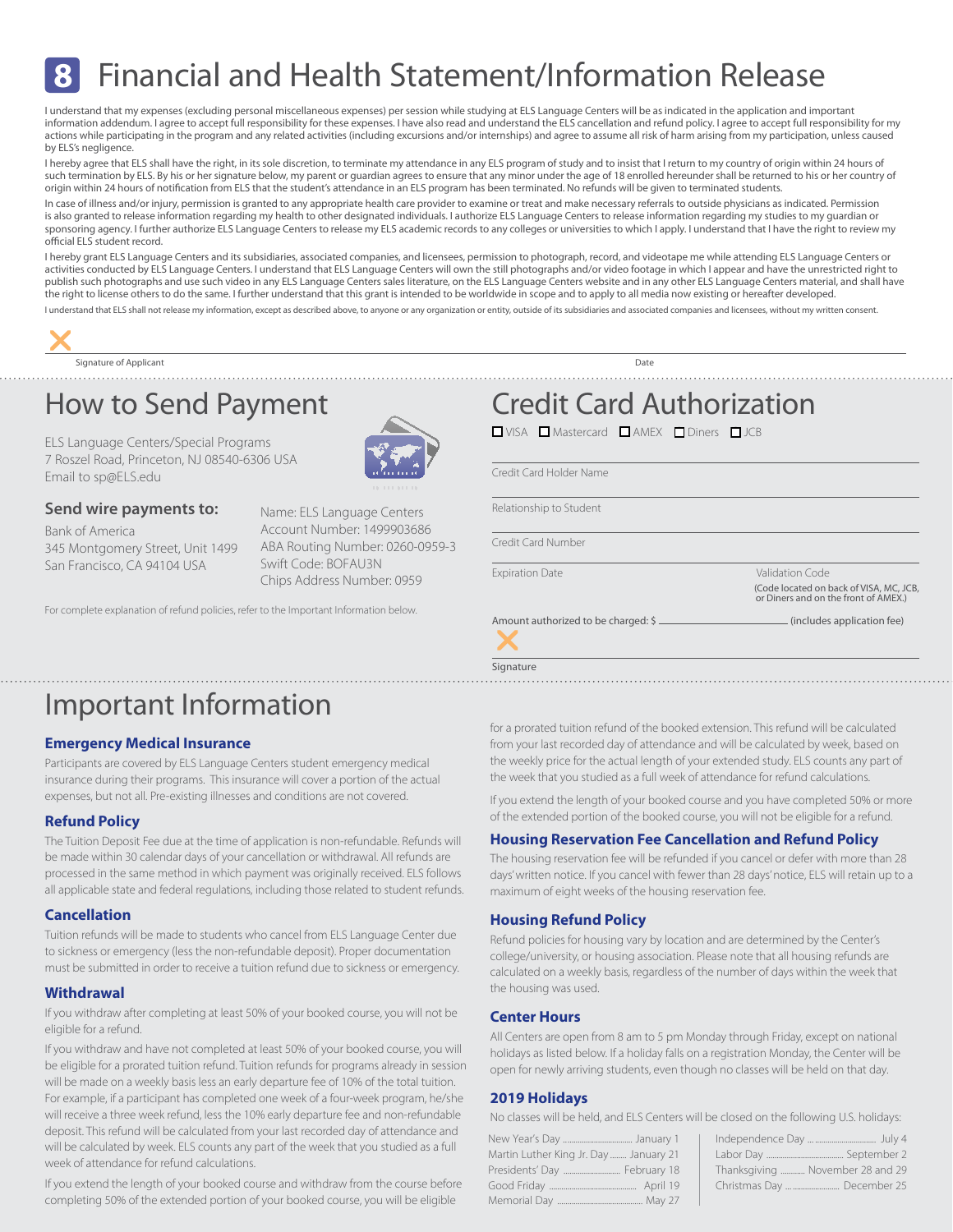# 8 Financial and Health Statement/Information Release

I understand that my expenses (excluding personal miscellaneous expenses) per session while studying at ELS Language Centers will be as indicated in the application and important information addendum. I agree to accept full responsibility for these expenses. I have also read and understand the ELS cancellation and refund policy. I agree to accept full responsibility for my actions while participating in the program and any related activities (including excursions and/or internships) and agree to assume all risk of harm arising from my participation, unless caused by ELS's negligence.

I hereby agree that ELS shall have the right, in its sole discretion, to terminate my attendance in any ELS program of study and to insist that I return to my country of origin within 24 hours of such termination by ELS. By his or her signature below, my parent or guardian agrees to ensure that any minor under the age of 18 enrolled hereunder shall be returned to his or her country of origin within 24 hours of notification from ELS that the student's attendance in an ELS program has been terminated. No refunds will be given to terminated students.

In case of illness and/or injury, permission is granted to any appropriate health care provider to examine or treat and make necessary referrals to outside physicians as indicated. Permission is also granted to release information regarding my health to other designated individuals. I authorize ELS Language Centers to release information regarding my studies to my guardian or sponsoring agency. I further authorize ELS Language Centers to release my ELS academic records to any colleges or universities to which I apply. I understand that I have the right to review my official ELS student record.

I hereby grant ELS Language Centers and its subsidiaries, associated companies, and licensees, permission to photograph, record, and videotape me while attending ELS Language Centers or activities conducted by ELS Language Centers. I understand that ELS Language Centers will own the still photographs and/or video footage in which I appear and have the unrestricted right to publish such photographs and use such video in any ELS Language Centers sales literature, on the ELS Language Centers website and in any other ELS Language Centers material, and shall have the right to license others to do the same. I further understand that this grant is intended to be worldwide in scope and to apply to all media now existing or hereafter developed.

I understand that ELS shall not release my information, except as described above, to anyone or any organization or entity, outside of its subsidiaries and associated companies and licensees, without my written consent.

X

Signature of Applicant — Date

## How to Send Payment

ELS Language Centers/Special Programs
7 Roszel Road, Princeton, NJ 08540-6306 USA
Email to sp@ELS.edu

### Send wire payments to:

Bank of America
345 Montgomery Street, Unit 1499
San Francisco, CA 94104 USA

Name: ELS Language Centers
Account Number: 1499903686
ABA Routing Number: 0260-0959-3
Swift Code: BOFAU3N
Chips Address Number: 0959

For complete explanation of refund policies, refer to the Important Information below.

## Credit Card Authorization

☐ VISA ☐ Mastercard ☐ AMEX ☐ Diners ☐ JCB

Credit Card Holder Name

Relationship to Student

Credit Card Number

Expiration Date — Validation Code
(Code located on back of VISA, MC, JCB, or Diners and on the front of AMEX.)

Amount authorized to be charged: $ ____________ (includes application fee)

X

Signature

## Important Information

### Emergency Medical Insurance

Participants are covered by ELS Language Centers student emergency medical insurance during their programs. This insurance will cover a portion of the actual expenses, but not all. Pre-existing illnesses and conditions are not covered.

### Refund Policy

The Tuition Deposit Fee due at the time of application is non-refundable. Refunds will be made within 30 calendar days of your cancellation or withdrawal. All refunds are processed in the same method in which payment was originally received. ELS follows all applicable state and federal regulations, including those related to student refunds.

### Cancellation

Tuition refunds will be made to students who cancel from ELS Language Center due to sickness or emergency (less the non-refundable deposit). Proper documentation must be submitted in order to receive a tuition refund due to sickness or emergency.

### Withdrawal

If you withdraw after completing at least 50% of your booked course, you will not be eligible for a refund.

If you withdraw and have not completed at least 50% of your booked course, you will be eligible for a prorated tuition refund. Tuition refunds for programs already in session will be made on a weekly basis less an early departure fee of 10% of the total tuition. For example, if a participant has completed one week of a four-week program, he/she will receive a three week refund, less the 10% early departure fee and non-refundable deposit. This refund will be calculated from your last recorded day of attendance and will be calculated by week. ELS counts any part of the week that you studied as a full week of attendance for refund calculations.

If you extend the length of your booked course and withdraw from the course before completing 50% of the extended portion of your booked course, you will be eligible for a prorated tuition refund of the booked extension. This refund will be calculated from your last recorded day of attendance and will be calculated by week, based on the weekly price for the actual length of your extended study. ELS counts any part of the week that you studied as a full week of attendance for refund calculations.

If you extend the length of your booked course and you have completed 50% or more of the extended portion of the booked course, you will not be eligible for a refund.

### Housing Reservation Fee Cancellation and Refund Policy

The housing reservation fee will be refunded if you cancel or defer with more than 28 days' written notice. If you cancel with fewer than 28 days' notice, ELS will retain up to a maximum of eight weeks of the housing reservation fee.

### Housing Refund Policy

Refund policies for housing vary by location and are determined by the Center's college/university, or housing association. Please note that all housing refunds are calculated on a weekly basis, regardless of the number of days within the week that the housing was used.

### Center Hours

All Centers are open from 8 am to 5 pm Monday through Friday, except on national holidays as listed below. If a holiday falls on a registration Monday, the Center will be open for newly arriving students, even though no classes will be held on that day.

### 2019 Holidays

No classes will be held, and ELS Centers will be closed on the following U.S. holidays:

| Holiday | Date |
|---|---|
| New Year's Day | January 1 |
| Martin Luther King Jr. Day | January 21 |
| Presidents' Day | February 18 |
| Good Friday | April 19 |
| Memorial Day | May 27 |
| Independence Day | July 4 |
| Labor Day | September 2 |
| Thanksgiving | November 28 and 29 |
| Christmas Day | December 25 |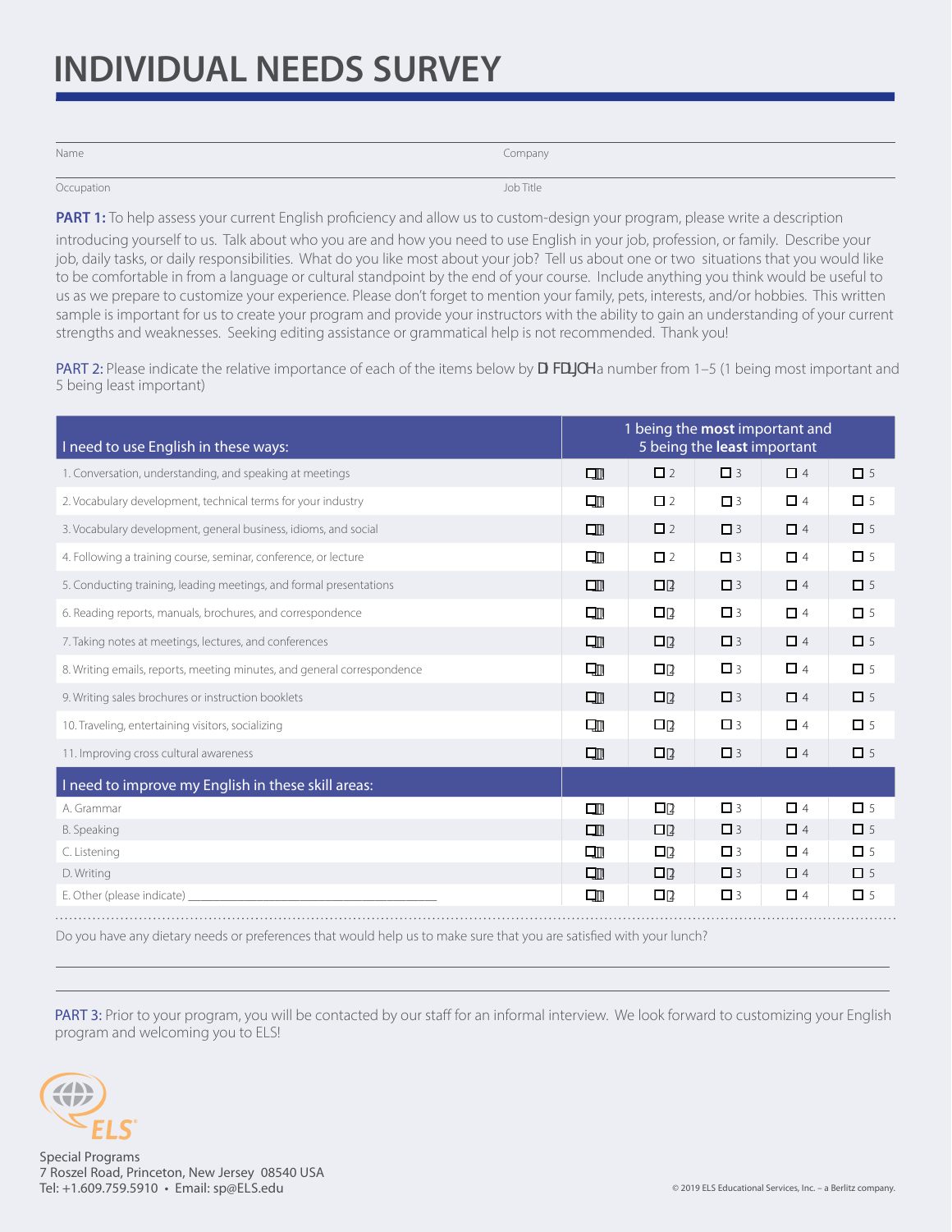# INDIVIDUAL NEEDS SURVEY

Name ______________________ Company ______________________

Occupation ______________________ Job Title ______________________

**PART 1:** To help assess your current English proficiency and allow us to custom-design your program, please write a description introducing yourself to us. Talk about who you are and how you need to use English in your job, profession, or family. Describe your job, daily tasks, or daily responsibilities. What do you like most about your job? Tell us about one or two situations that you would like to be comfortable in from a language or cultural standpoint by the end of your course. Include anything you think would be useful to us as we prepare to customize your experience. Please don't forget to mention your family, pets, interests, and/or hobbies. This written sample is important for us to create your program and provide your instructors with the ability to gain an understanding of your current strengths and weaknesses. Seeking editing assistance or grammatical help is not recommended. Thank you!

PART 2: Please indicate the relative importance of each of the items below by a FDLJOH a number from 1–5 (1 being most important and 5 being least important)

| I need to use English in these ways: | 1 being the **most** important and 5 being the **least** important | | | | |
|---|---|---|---|---|---|
| 1. Conversation, understanding, and speaking at meetings | ☐ 1 | ☐ 2 | ☐ 3 | ☐ 4 | ☐ 5 |
| 2. Vocabulary development, technical terms for your industry | ☐ 1 | ☐ 2 | ☐ 3 | ☐ 4 | ☐ 5 |
| 3. Vocabulary development, general business, idioms, and social | ☐ 1 | ☐ 2 | ☐ 3 | ☐ 4 | ☐ 5 |
| 4. Following a training course, seminar, conference, or lecture | ☐ 1 | ☐ 2 | ☐ 3 | ☐ 4 | ☐ 5 |
| 5. Conducting training, leading meetings, and formal presentations | ☐ 1 | ☐ 2 | ☐ 3 | ☐ 4 | ☐ 5 |
| 6. Reading reports, manuals, brochures, and correspondence | ☐ 1 | ☐ 2 | ☐ 3 | ☐ 4 | ☐ 5 |
| 7. Taking notes at meetings, lectures, and conferences | ☐ 1 | ☐ 2 | ☐ 3 | ☐ 4 | ☐ 5 |
| 8. Writing emails, reports, meeting minutes, and general correspondence | ☐ 1 | ☐ 2 | ☐ 3 | ☐ 4 | ☐ 5 |
| 9. Writing sales brochures or instruction booklets | ☐ 1 | ☐ 2 | ☐ 3 | ☐ 4 | ☐ 5 |
| 10. Traveling, entertaining visitors, socializing | ☐ 1 | ☐ 2 | ☐ 3 | ☐ 4 | ☐ 5 |
| 11. Improving cross cultural awareness | ☐ 1 | ☐ 2 | ☐ 3 | ☐ 4 | ☐ 5 |
| **I need to improve my English in these skill areas:** | | | | | |
| A. Grammar | ☐ 1 | ☐ 2 | ☐ 3 | ☐ 4 | ☐ 5 |
| B. Speaking | ☐ 1 | ☐ 2 | ☐ 3 | ☐ 4 | ☐ 5 |
| C. Listening | ☐ 1 | ☐ 2 | ☐ 3 | ☐ 4 | ☐ 5 |
| D. Writing | ☐ 1 | ☐ 2 | ☐ 3 | ☐ 4 | ☐ 5 |
| E. Other (please indicate) ______________________ | ☐ 1 | ☐ 2 | ☐ 3 | ☐ 4 | ☐ 5 |

Do you have any dietary needs or preferences that would help us to make sure that you are satisfied with your lunch?

______________________________________________________________________

______________________________________________________________________

PART 3: Prior to your program, you will be contacted by our staff for an informal interview. We look forward to customizing your English program and welcoming you to ELS!

ELS

Special Programs
7 Roszel Road, Princeton, New Jersey 08540 USA
Tel: +1.609.759.5910 • Email: sp@ELS.edu

© 2019 ELS Educational Services, Inc. – a Berlitz company.